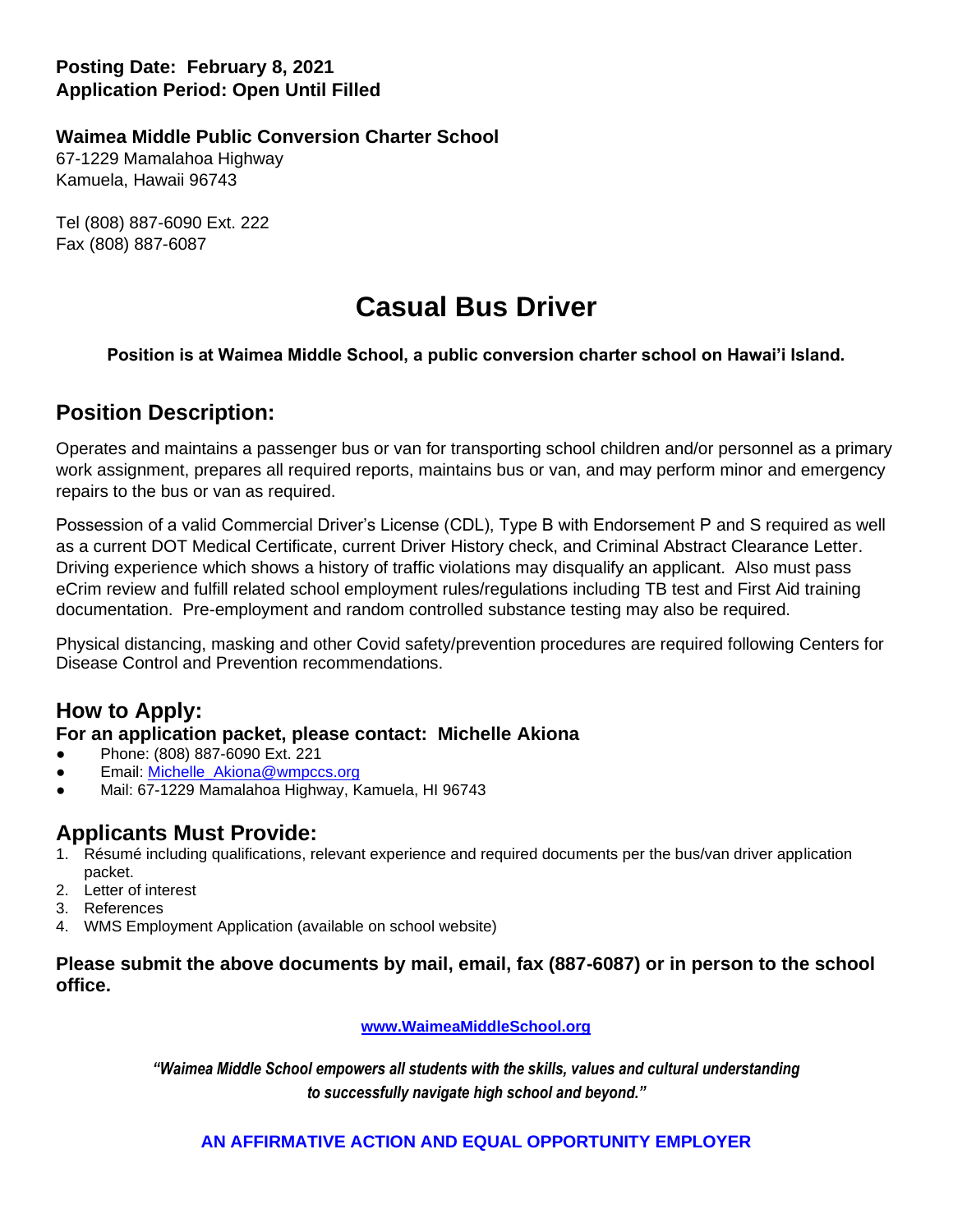**Posting Date: February 8, 2021**
**Application Period: Open Until Filled**

**Waimea Middle Public Conversion Charter School**
67-1229 Mamalahoa Highway
Kamuela, Hawaii 96743

Tel (808) 887-6090 Ext. 222
Fax (808) 887-6087

# Casual Bus Driver

**Position is at Waimea Middle School, a public conversion charter school on Hawai'i Island.**

## Position Description:

Operates and maintains a passenger bus or van for transporting school children and/or personnel as a primary work assignment, prepares all required reports, maintains bus or van, and may perform minor and emergency repairs to the bus or van as required.

Possession of a valid Commercial Driver's License (CDL), Type B with Endorsement P and S required as well as a current DOT Medical Certificate, current Driver History check, and Criminal Abstract Clearance Letter. Driving experience which shows a history of traffic violations may disqualify an applicant. Also must pass eCrim review and fulfill related school employment rules/regulations including TB test and First Aid training documentation. Pre-employment and random controlled substance testing may also be required.

Physical distancing, masking and other Covid safety/prevention procedures are required following Centers for Disease Control and Prevention recommendations.

## How to Apply:

**For an application packet, please contact: Michelle Akiona**

- Phone: (808) 887-6090 Ext. 221
- Email: Michelle_Akiona@wmpccs.org
- Mail: 67-1229 Mamalahoa Highway, Kamuela, HI 96743

## Applicants Must Provide:

1. Résumé including qualifications, relevant experience and required documents per the bus/van driver application packet.
2. Letter of interest
3. References
4. WMS Employment Application (available on school website)

**Please submit the above documents by mail, email, fax (887-6087) or in person to the school office.**

**www.WaimeaMiddleSchool.org**

***"Waimea Middle School empowers all students with the skills, values and cultural understanding to successfully navigate high school and beyond."***

**AN AFFIRMATIVE ACTION AND EQUAL OPPORTUNITY EMPLOYER**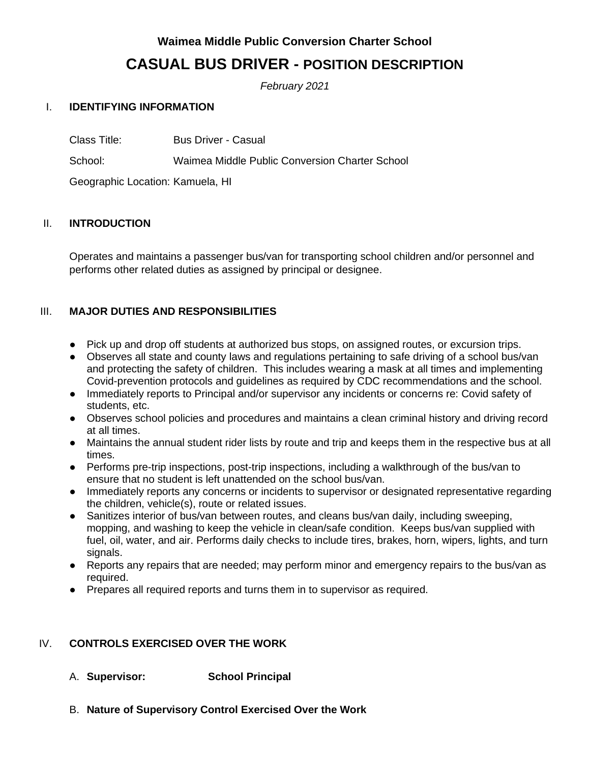**Waimea Middle Public Conversion Charter School**

# CASUAL BUS DRIVER - POSITION DESCRIPTION

*February 2021*

## I. IDENTIFYING INFORMATION

Class Title: Bus Driver - Casual

School: Waimea Middle Public Conversion Charter School

Geographic Location: Kamuela, HI

## II. INTRODUCTION

Operates and maintains a passenger bus/van for transporting school children and/or personnel and performs other related duties as assigned by principal or designee.

## III. MAJOR DUTIES AND RESPONSIBILITIES

- Pick up and drop off students at authorized bus stops, on assigned routes, or excursion trips.
- Observes all state and county laws and regulations pertaining to safe driving of a school bus/van and protecting the safety of children. This includes wearing a mask at all times and implementing Covid-prevention protocols and guidelines as required by CDC recommendations and the school.
- Immediately reports to Principal and/or supervisor any incidents or concerns re: Covid safety of students, etc.
- Observes school policies and procedures and maintains a clean criminal history and driving record at all times.
- Maintains the annual student rider lists by route and trip and keeps them in the respective bus at all times.
- Performs pre-trip inspections, post-trip inspections, including a walkthrough of the bus/van to ensure that no student is left unattended on the school bus/van.
- Immediately reports any concerns or incidents to supervisor or designated representative regarding the children, vehicle(s), route or related issues.
- Sanitizes interior of bus/van between routes, and cleans bus/van daily, including sweeping, mopping, and washing to keep the vehicle in clean/safe condition. Keeps bus/van supplied with fuel, oil, water, and air. Performs daily checks to include tires, brakes, horn, wipers, lights, and turn signals.
- Reports any repairs that are needed; may perform minor and emergency repairs to the bus/van as required.
- Prepares all required reports and turns them in to supervisor as required.

## IV. CONTROLS EXERCISED OVER THE WORK

A. **Supervisor:** **School Principal**

B. **Nature of Supervisory Control Exercised Over the Work**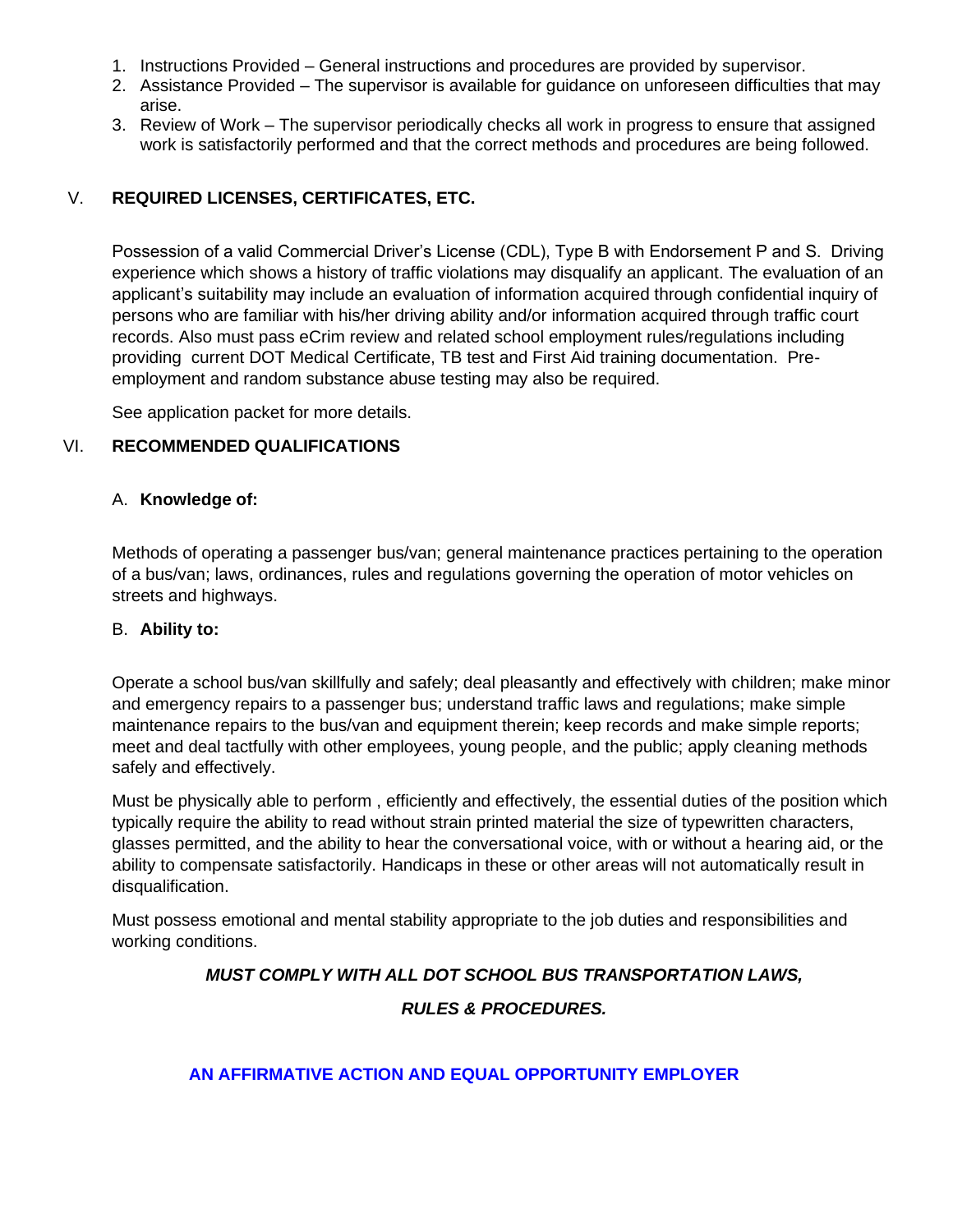1. Instructions Provided – General instructions and procedures are provided by supervisor.
2. Assistance Provided – The supervisor is available for guidance on unforeseen difficulties that may arise.
3. Review of Work – The supervisor periodically checks all work in progress to ensure that assigned work is satisfactorily performed and that the correct methods and procedures are being followed.

## V. REQUIRED LICENSES, CERTIFICATES, ETC.

Possession of a valid Commercial Driver's License (CDL), Type B with Endorsement P and S. Driving experience which shows a history of traffic violations may disqualify an applicant. The evaluation of an applicant's suitability may include an evaluation of information acquired through confidential inquiry of persons who are familiar with his/her driving ability and/or information acquired through traffic court records. Also must pass eCrim review and related school employment rules/regulations including providing current DOT Medical Certificate, TB test and First Aid training documentation. Pre-employment and random substance abuse testing may also be required.

See application packet for more details.

## VI. RECOMMENDED QUALIFICATIONS

### A. Knowledge of:

Methods of operating a passenger bus/van; general maintenance practices pertaining to the operation of a bus/van; laws, ordinances, rules and regulations governing the operation of motor vehicles on streets and highways.

### B. Ability to:

Operate a school bus/van skillfully and safely; deal pleasantly and effectively with children; make minor and emergency repairs to a passenger bus; understand traffic laws and regulations; make simple maintenance repairs to the bus/van and equipment therein; keep records and make simple reports; meet and deal tactfully with other employees, young people, and the public; apply cleaning methods safely and effectively.

Must be physically able to perform , efficiently and effectively, the essential duties of the position which typically require the ability to read without strain printed material the size of typewritten characters, glasses permitted, and the ability to hear the conversational voice, with or without a hearing aid, or the ability to compensate satisfactorily. Handicaps in these or other areas will not automatically result in disqualification.

Must possess emotional and mental stability appropriate to the job duties and responsibilities and working conditions.

***MUST COMPLY WITH ALL DOT SCHOOL BUS TRANSPORTATION LAWS,***

***RULES & PROCEDURES.***

**AN AFFIRMATIVE ACTION AND EQUAL OPPORTUNITY EMPLOYER**